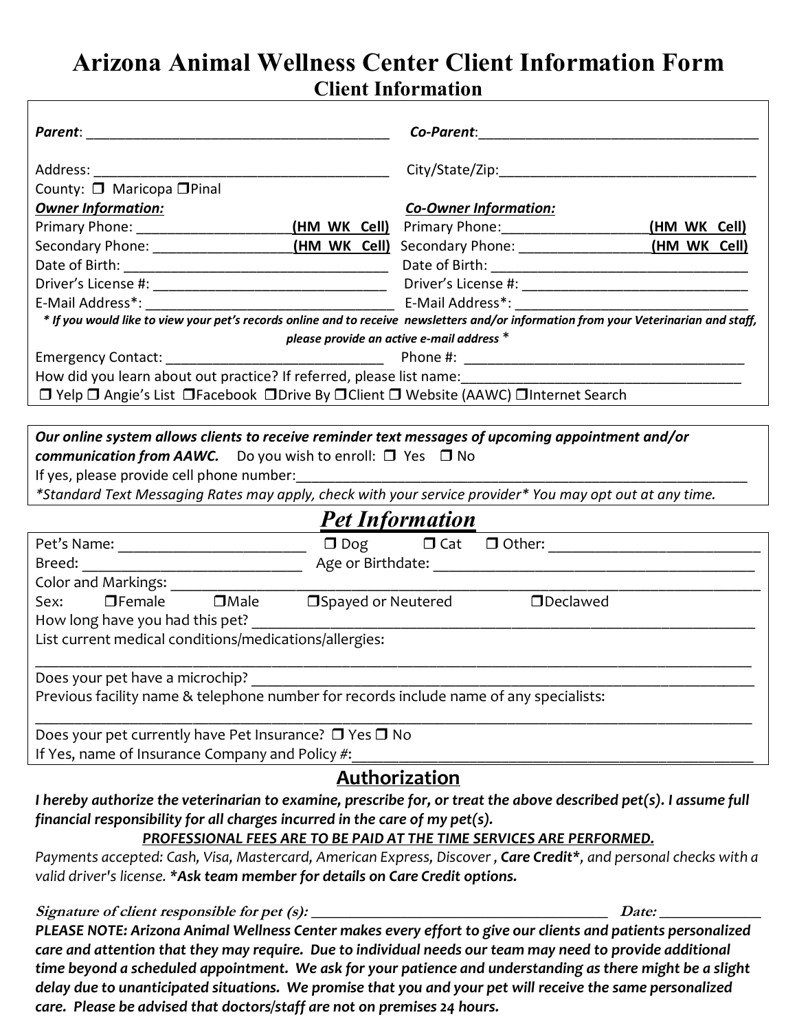# Arizona Animal Wellness Center Client Information Form

## Client Information

***Parent***: ________________________________________ ***Co-Parent***: ____________________________________

Address: ________________________________________ City/State/Zip: __________________________________

County: ❒ Maricopa ❒ Pinal

| ***Owner Information:*** | | ***Co-Owner Information:*** | |
|---|---|---|---|
| Primary Phone: ____________________ | **(HM WK Cell)** | Primary Phone: ___________________ | **(HM WK Cell)** |
| Secondary Phone: __________________ | **(HM WK Cell)** | Secondary Phone: _________________ | **(HM WK Cell)** |
| Date of Birth: ______________________________ | | Date of Birth: ______________________________ | |
| Driver's License #: __________________________ | | Driver's License #: __________________________ | |
| E-Mail Address*: ____________________________ | | E-Mail Address*: ____________________________ | |

***\* If you would like to view your pet's records online and to receive newsletters and/or information from your Veterinarian and staff, please provide an active e-mail address \****

Emergency Contact: ____________________________ Phone #: ____________________________________

How did you learn about out practice? If referred, please list name: ____________________________________

❒ Yelp ❒ Angie's List ❒ Facebook ❒ Drive By ❒ Client ❒ Website (AAWC) ❒ Internet Search

***Our online system allows clients to receive reminder text messages of upcoming appointment and/or communication from AAWC.*** Do you wish to enroll: ❒ Yes ❒ No

If yes, please provide cell phone number: ____________________________________________________________

*\*Standard Text Messaging Rates may apply, check with your service provider\* You may opt out at any time.*

## *Pet Information*

Pet's Name: ________________________ ❒ Dog ❒ Cat ❒ Other: ___________________________

Breed: ____________________________ Age or Birthdate: __________________________________________

Color and Markings: ______________________________________________________________________________

Sex: ❒ Female ❒ Male ❒ Spayed or Neutered ❒ Declawed

How long have you had this pet? __________________________________________________________________

List current medical conditions/medications/allergies:

__________________________________________________________________________________________

Does your pet have a microchip? __________________________________________________________________

Previous facility name & telephone number for records include name of any specialists:

__________________________________________________________________________________________

Does your pet currently have Pet Insurance? ❒ Yes ❒ No

If Yes, name of Insurance Company and Policy #: ____________________________________________________

## Authorization

***I hereby authorize the veterinarian to examine, prescribe for, or treat the above described pet(s). I assume full financial responsibility for all charges incurred in the care of my pet(s).***

***PROFESSIONAL FEES ARE TO BE PAID AT THE TIME SERVICES ARE PERFORMED.***

*Payments accepted: Cash, Visa, Mastercard, American Express, Discover ,* ***Care Credit\****, *and personal checks with a valid driver's license.* ***\*Ask team member for details on Care Credit options.***

***Signature of client responsible for pet (s):*** ________________________________________ ***Date:*** _____________

***PLEASE NOTE: Arizona Animal Wellness Center makes every effort to give our clients and patients personalized care and attention that they may require. Due to individual needs our team may need to provide additional time beyond a scheduled appointment. We ask for your patience and understanding as there might be a slight delay due to unanticipated situations. We promise that you and your pet will receive the same personalized care. Please be advised that doctors/staff are not on premises 24 hours.***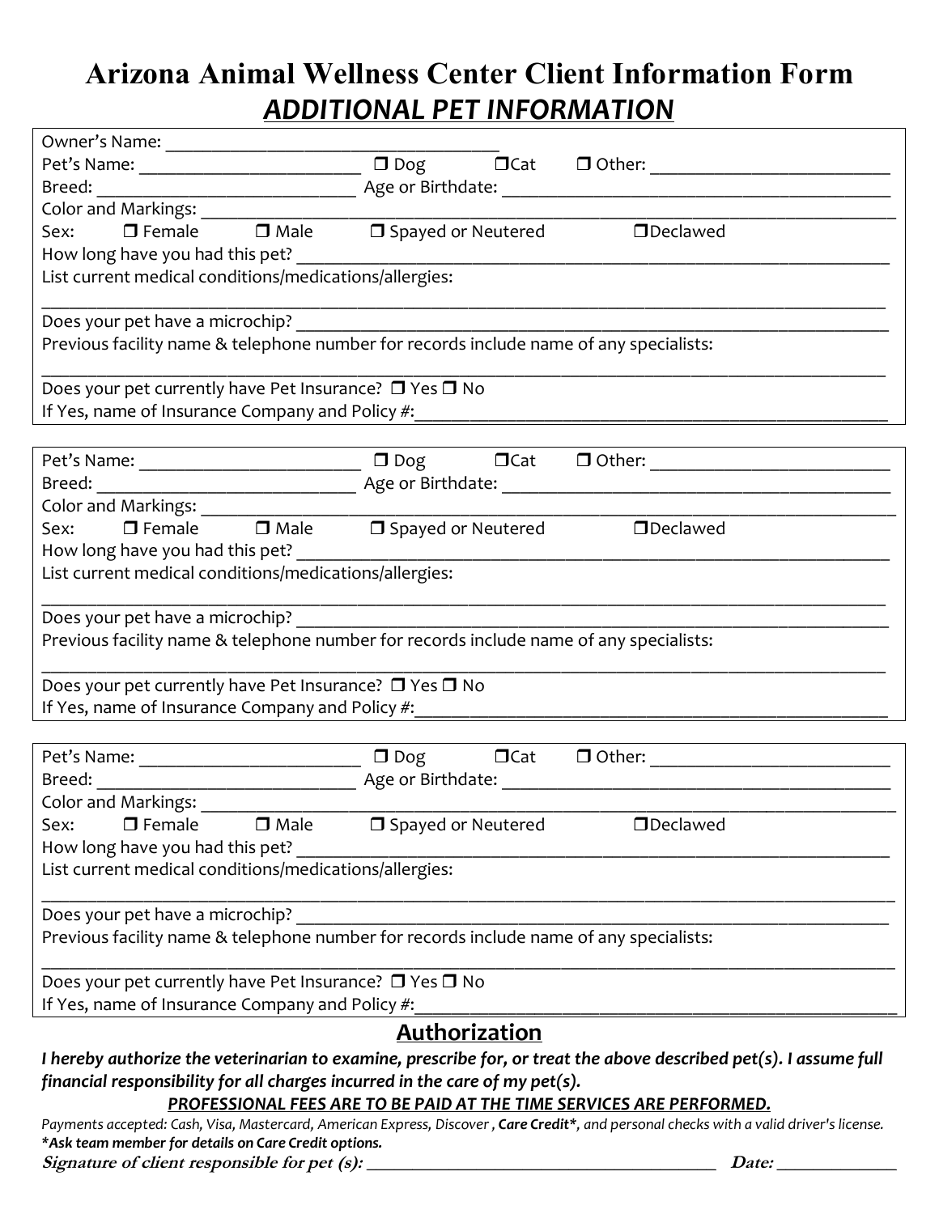# Arizona Animal Wellness Center Client Information Form

## *ADDITIONAL PET INFORMATION*

Owner's Name: ____________________________________

Pet's Name: ________________________ ❒ Dog ❒Cat ❒ Other: __________________________

Breed: ____________________________ Age or Birthdate: ___________________________________________

Color and Markings: ________________________________________________________________________

Sex: ❒ Female ❒ Male ❒ Spayed or Neutered ❒Declawed

How long have you had this pet? _____________________________________________________________

List current medical conditions/medications/allergies:

______________________________________________________________________________________

Does your pet have a microchip? _____________________________________________________________

Previous facility name & telephone number for records include name of any specialists:

______________________________________________________________________________________

Does your pet currently have Pet Insurance? ❒ Yes ❒ No

If Yes, name of Insurance Company and Policy #:_______________________________________________

---

Pet's Name: ________________________ ❒ Dog ❒Cat ❒ Other: __________________________

Breed: ____________________________ Age or Birthdate: ___________________________________________

Color and Markings: ________________________________________________________________________

Sex: ❒ Female ❒ Male ❒ Spayed or Neutered ❒Declawed

How long have you had this pet? _____________________________________________________________

List current medical conditions/medications/allergies:

______________________________________________________________________________________

Does your pet have a microchip? _____________________________________________________________

Previous facility name & telephone number for records include name of any specialists:

______________________________________________________________________________________

Does your pet currently have Pet Insurance? ❒ Yes ❒ No

If Yes, name of Insurance Company and Policy #:_______________________________________________

---

Pet's Name: ________________________ ❒ Dog ❒Cat ❒ Other: __________________________

Breed: ____________________________ Age or Birthdate: ___________________________________________

Color and Markings: ________________________________________________________________________

Sex: ❒ Female ❒ Male ❒ Spayed or Neutered ❒Declawed

How long have you had this pet? _____________________________________________________________

List current medical conditions/medications/allergies:

______________________________________________________________________________________

Does your pet have a microchip? _____________________________________________________________

Previous facility name & telephone number for records include name of any specialists:

______________________________________________________________________________________

Does your pet currently have Pet Insurance? ❒ Yes ❒ No

If Yes, name of Insurance Company and Policy #:_______________________________________________

## Authorization

***I hereby authorize the veterinarian to examine, prescribe for, or treat the above described pet(s). I assume full financial responsibility for all charges incurred in the care of my pet(s).***

***PROFESSIONAL FEES ARE TO BE PAID AT THE TIME SERVICES ARE PERFORMED.***

*Payments accepted: Cash, Visa, Mastercard, American Express, Discover ,* ***Care Credit\****, *and personal checks with a valid driver's license.*

***\*Ask team member for details on Care Credit options.***

***Signature of client responsible for pet (s):*** ________________________________________ ***Date:*** _____________